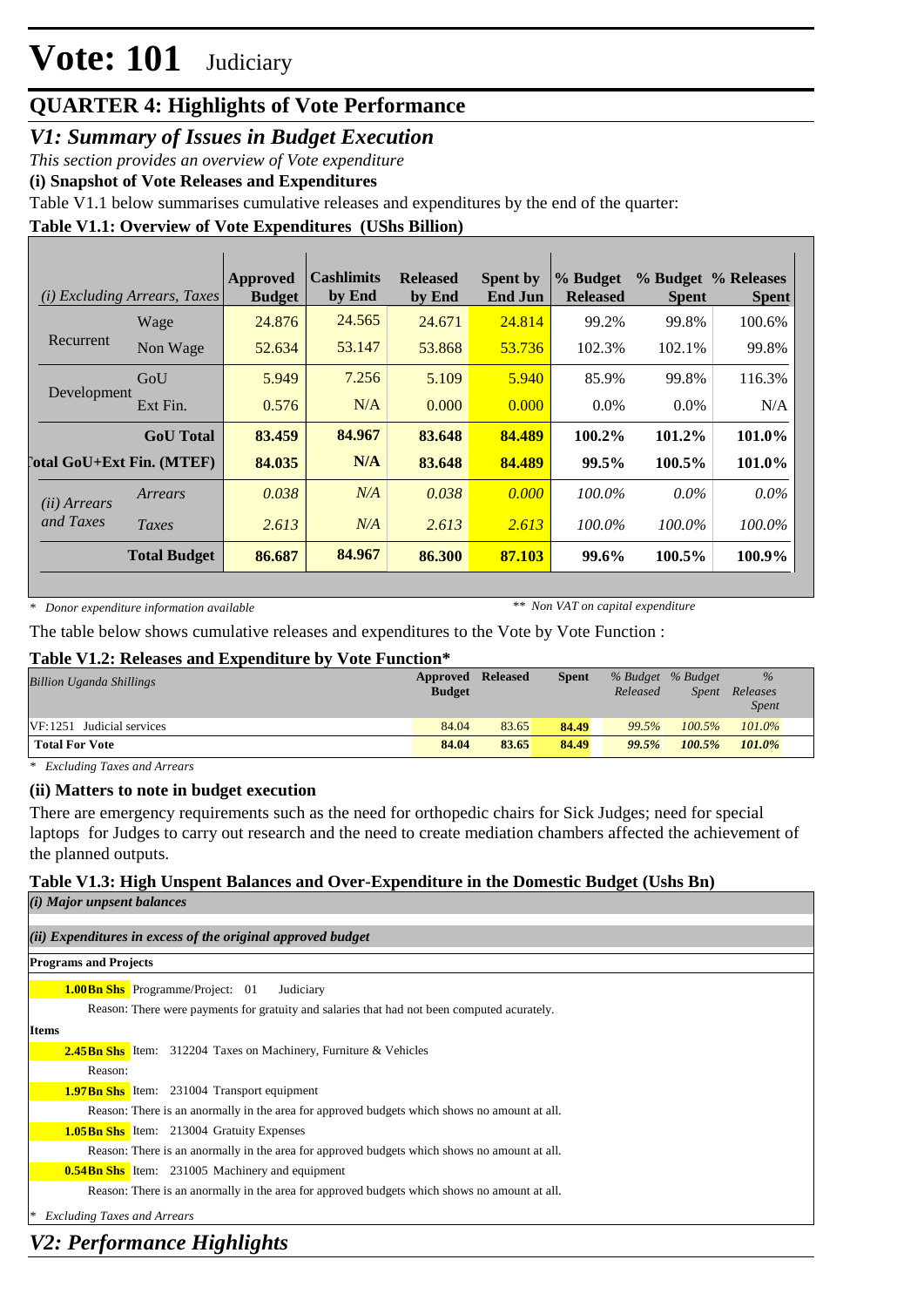# Vote: 101 Judiciary

## QUARTER 4: Highlights of Vote Performance

### *V1: Summary of Issues in Budget Execution*

*This section provides an overview of Vote expenditure*

**(i) Snapshot of Vote Releases and Expenditures**

Table V1.1 below summarises cumulative releases and expenditures by the end of the quarter:

**Table V1.1: Overview of Vote Expenditures (UShs Billion)**

| *(i) Excluding Arrears, Taxes* | | Approved Budget | Cashlimits by End | Released by End | Spent by End Jun | % Budget Released | % Budget Spent | % Releases Spent |
|---|---|---|---|---|---|---|---|---|
| Recurrent | Wage | 24.876 | 24.565 | 24.671 | 24.814 | 99.2% | 99.8% | 100.6% |
| | Non Wage | 52.634 | 53.147 | 53.868 | 53.736 | 102.3% | 102.1% | 99.8% |
| Development | GoU | 5.949 | 7.256 | 5.109 | 5.940 | 85.9% | 99.8% | 116.3% |
| | Ext Fin. | 0.576 | N/A | 0.000 | 0.000 | 0.0% | 0.0% | N/A |
| | **GoU Total** | **83.459** | **84.967** | **83.648** | **84.489** | **100.2%** | **101.2%** | **101.0%** |
| **Total GoU+Ext Fin. (MTEF)** | | **84.035** | **N/A** | **83.648** | **84.489** | **99.5%** | **100.5%** | **101.0%** |
| *(ii) Arrears and Taxes* | *Arrears* | *0.038* | *N/A* | *0.038* | *0.000* | *100.0%* | *0.0%* | *0.0%* |
| | *Taxes* | *2.613* | *N/A* | *2.613* | *2.613* | *100.0%* | *100.0%* | *100.0%* |
| | **Total Budget** | **86.687** | **84.967** | **86.300** | **87.103** | **99.6%** | **100.5%** | **100.9%** |

\* *Donor expenditure information available* ** *Non VAT on capital expenditure*

The table below shows cumulative releases and expenditures to the Vote by Vote Function :

**Table V1.2: Releases and Expenditure by Vote Function***

| *Billion Uganda Shillings* | Approved Budget | Released | Spent | *% Budget Released* | *% Budget Spent* | *% Releases Spent* |
|---|---|---|---|---|---|---|
| VF:1251 Judicial services | 84.04 | 83.65 | **84.49** | *99.5%* | *100.5%* | *101.0%* |
| **Total For Vote** | **84.04** | **83.65** | **84.49** | ***99.5%*** | ***100.5%*** | ***101.0%*** |

\* *Excluding Taxes and Arrears*

**(ii) Matters to note in budget execution**

There are emergency requirements such as the need for orthopedic chairs for Sick Judges; need for special laptops for Judges to carry out research and the need to create mediation chambers affected the achievement of the planned outputs.

**Table V1.3: High Unspent Balances and Over-Expenditure in the Domestic Budget (Ushs Bn)**

***(i) Major unspent balances***

***(ii) Expenditures in excess of the original approved budget***

**Programs and Projects**

**1.00Bn Shs** Programme/Project: 01 Judiciary

Reason: There were payments for gratuity and salaries that had not been computed acurately.

**Items**

**2.45Bn Shs** Item: 312204 Taxes on Machinery, Furniture & Vehicles

Reason:

**1.97Bn Shs** Item: 231004 Transport equipment

Reason: There is an anormally in the area for approved budgets which shows no amount at all.

**1.05Bn Shs** Item: 213004 Gratuity Expenses

Reason: There is an anormally in the area for approved budgets which shows no amount at all.

**0.54Bn Shs** Item: 231005 Machinery and equipment

Reason: There is an anormally in the area for approved budgets which shows no amount at all.

\* *Excluding Taxes and Arrears*

### *V2: Performance Highlights*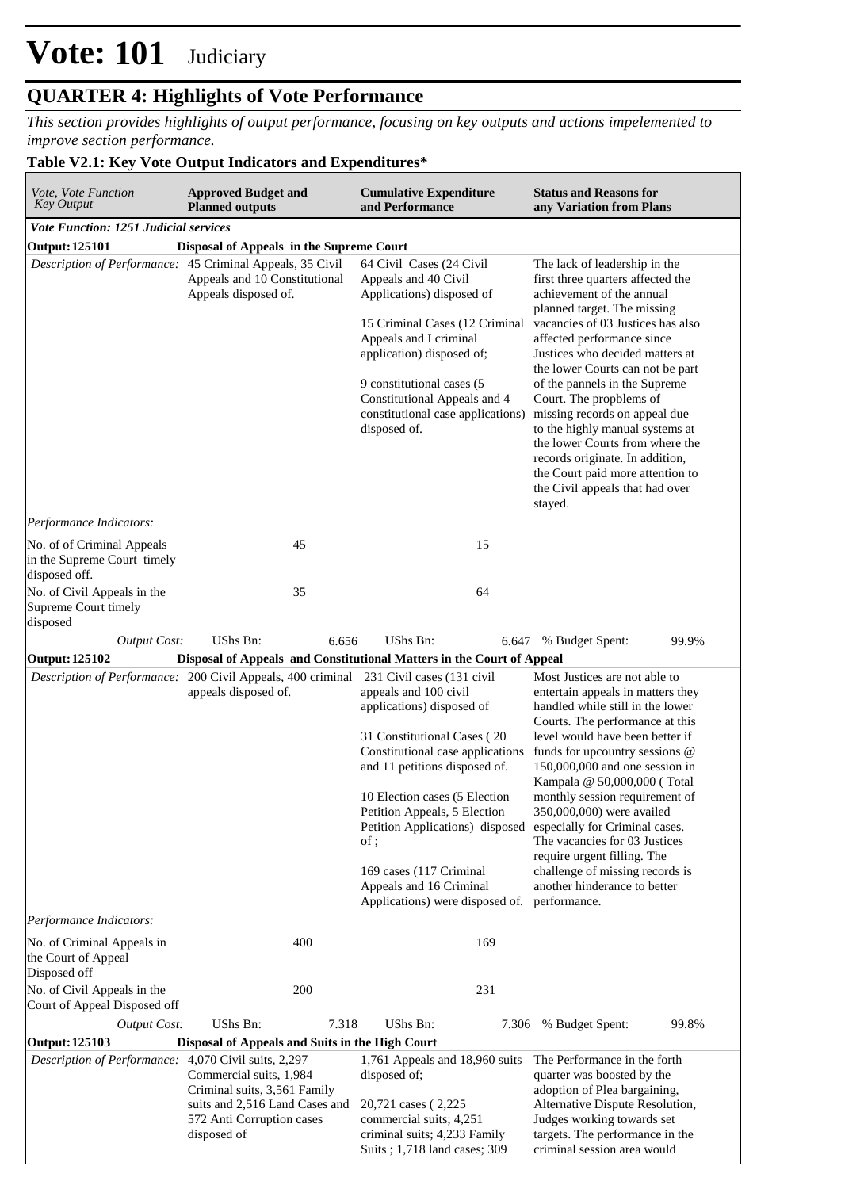# Vote: 101 Judiciary

## QUARTER 4: Highlights of Vote Performance

*This section provides highlights of output performance, focusing on key outputs and actions impelemented to improve section performance.*

### Table V2.1: Key Vote Output Indicators and Expenditures*

| *Vote, Vote Function Key Output* | **Approved Budget and Planned outputs** | **Cumulative Expenditure and Performance** | **Status and Reasons for any Variation from Plans** |
|---|---|---|---|
| ***Vote Function: 1251 Judicial services*** | | | |
| **Output: 125101** | **Disposal of Appeals in the Supreme Court** | | |
| *Description of Performance:* | 45 Criminal Appeals, 35 Civil Appeals and 10 Constitutional Appeals disposed of. | 64 Civil Cases (24 Civil Appeals and 40 Civil Applications) disposed of<br><br>15 Criminal Cases (12 Criminal Appeals and I criminal application) disposed of;<br><br>9 constitutional cases (5 Constitutional Appeals and 4 constitutional case applications) disposed of. | The lack of leadership in the first three quarters affected the achievement of the annual planned target. The missing vacancies of 03 Justices has also affected performance since Justices who decided matters at the lower Courts can not be part of the pannels in the Supreme Court. The propblems of missing records on appeal due to the highly manual systems at the lower Courts from where the records originate. In addition, the Court paid more attention to the Civil appeals that had over stayed. |
| *Performance Indicators:* | | | |
| No. of of Criminal Appeals in the Supreme Court timely disposed off. | 45 | 15 | |
| No. of Civil Appeals in the Supreme Court timely disposed | 35 | 64 | |
| *Output Cost:* | UShs Bn: 6.656 | UShs Bn: 6.647 | % Budget Spent: 99.9% |
| **Output: 125102** | **Disposal of Appeals and Constitutional Matters in the Court of Appeal** | | |
| *Description of Performance:* | 200 Civil Appeals, 400 criminal appeals disposed of. | 231 Civil cases (131 civil appeals and 100 civil applications) disposed of<br><br>31 Constitutional Cases ( 20 Constitutional case applications and 11 petitions disposed of.<br><br>10 Election cases (5 Election Petition Appeals, 5 Election Petition Applications) disposed of ;<br><br>169 cases (117 Criminal Appeals and 16 Criminal Applications) were disposed of. | Most Justices are not able to entertain appeals in matters they handled while still in the lower Courts. The performance at this level would have been better if funds for upcountry sessions @ 150,000,000 and one session in Kampala @ 50,000,000 ( Total monthly session requirement of 350,000,000) were availed especially for Criminal cases. The vacancies for 03 Justices require urgent filling. The challenge of missing records is another hinderance to better performance. |
| *Performance Indicators:* | | | |
| No. of Criminal Appeals in the Court of Appeal Disposed off | 400 | 169 | |
| No. of Civil Appeals in the Court of Appeal Disposed off | 200 | 231 | |
| *Output Cost:* | UShs Bn: 7.318 | UShs Bn: 7.306 | % Budget Spent: 99.8% |
| **Output: 125103** | **Disposal of Appeals and Suits in the High Court** | | |
| *Description of Performance:* | 4,070 Civil suits, 2,297 Commercial suits, 1,984 Criminal suits, 3,561 Family suits and 2,516 Land Cases and 572 Anti Corruption cases disposed of | 1,761 Appeals and 18,960 suits disposed of;<br><br>20,721 cases ( 2,225 commercial suits; 4,251 criminal suits; 4,233 Family Suits ; 1,718 land cases; 309 | The Performance in the forth quarter was boosted by the adoption of Plea bargaining, Alternative Dispute Resolution, Judges working towards set targets. The performance in the criminal session area would |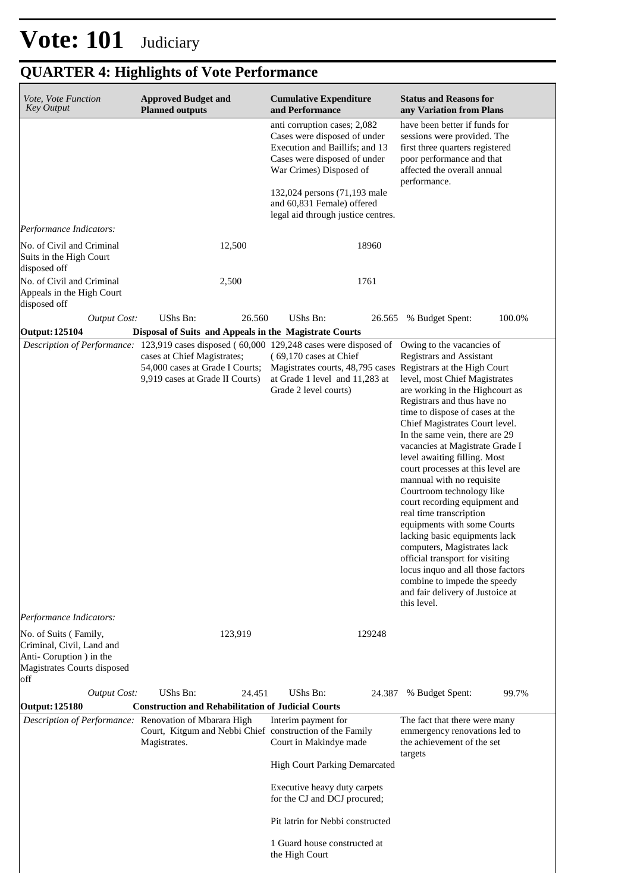# Vote: 101 Judiciary

## QUARTER 4: Highlights of Vote Performance

| *Vote, Vote Function Key Output* | **Approved Budget and Planned outputs** | | **Cumulative Expenditure and Performance** | | **Status and Reasons for any Variation from Plans** | |
|---|---|---|---|---|---|---|
| | | | anti corruption cases; 2,082 Cases were disposed of under Execution and Baillifs; and 13 Cases were disposed of under War Crimes) Disposed of<br><br>132,024 persons (71,193 male and 60,831 Female) offered legal aid through justice centres. | | have been better if funds for sessions were provided. The first three quarters registered poor performance and that affected the overall annual performance. | |
| *Performance Indicators:* | | | | | | |
| No. of Civil and Criminal Suits in the High Court disposed off | | 12,500 | | 18960 | | |
| No. of Civil and Criminal Appeals in the High Court disposed off | | 2,500 | | 1761 | | |
| *Output Cost:* | UShs Bn: | 26.560 | UShs Bn: | 26.565 | % Budget Spent: | 100.0% |
| **Output: 125104** | **Disposal of Suits and Appeals in the Magistrate Courts** | | | | | |
| *Description of Performance:* | 123,919 cases disposed ( 60,000 cases at Chief Magistrates; 54,000 cases at Grade I Courts; 9,919 cases at Grade II Courts) | | 129,248 cases were disposed of ( 69,170 cases at Chief Magistrates courts, 48,795 cases at Grade 1 level and 11,283 at Grade 2 level courts) | | Owing to the vacancies of Registrars and Assistant Registrars at the High Court level, most Chief Magistrates are working in the Highcourt as Registrars and thus have no time to dispose of cases at the Chief Magistrates Court level. In the same vein, there are 29 vacancies at Magistrate Grade I level awaiting filling. Most court processes at this level are mannual with no requisite Courtroom technology like court recording equipment and real time transcription equipments with some Courts lacking basic equipments lack computers, Magistrates lack official transport for visiting locus inquo and all those factors combine to impede the speedy and fair delivery of Justoice at this level. | |
| *Performance Indicators:* | | | | | | |
| No. of Suits ( Family, Criminal, Civil, Land and Anti- Coruption ) in the Magistrates Courts disposed off | | 123,919 | | 129248 | | |
| *Output Cost:* | UShs Bn: | 24.451 | UShs Bn: | 24.387 | % Budget Spent: | 99.7% |
| **Output: 125180** | **Construction and Rehabilitation of Judicial Courts** | | | | | |
| *Description of Performance:* | Renovation of Mbarara High Court, Kitgum and Nebbi Chief Magistrates. | | Interim payment for construction of the Family Court in Makindye made<br><br>High Court Parking Demarcated<br><br>Executive heavy duty carpets for the CJ and DCJ procured;<br><br>Pit latrin for Nebbi constructed<br><br>1 Guard house constructed at the High Court | | The fact that there were many emmergency renovations led to the achievement of the set targets | |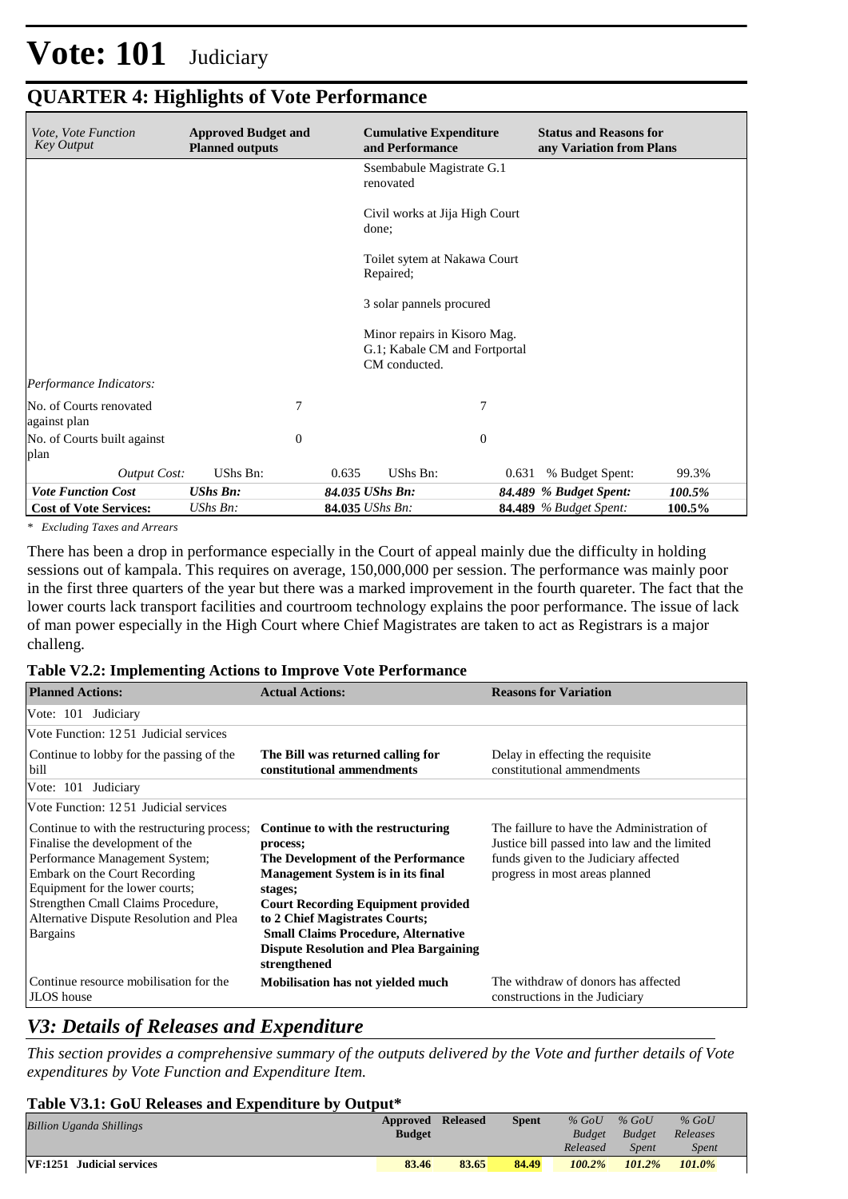# Vote: 101 Judiciary

## QUARTER 4: Highlights of Vote Performance

| *Vote, Vote Function Key Output* | **Approved Budget and Planned outputs** | | **Cumulative Expenditure and Performance** | | **Status and Reasons for any Variation from Plans** | |
|---|---|---|---|---|---|---|
| | | | Ssembabule Magistrate G.1 renovated<br><br>Civil works at Jija High Court done;<br><br>Toilet sytem at Nakawa Court Repaired;<br><br>3 solar pannels procured<br><br>Minor repairs in Kisoro Mag. G.1; Kabale CM and Fortportal CM conducted. | | | |
| *Performance Indicators:* | | | | | | |
| No. of Courts renovated against plan | | 7 | | 7 | | |
| No. of Courts built against plan | | 0 | | 0 | | |
| *Output Cost:* | UShs Bn: | 0.635 | UShs Bn: | 0.631 | % Budget Spent: | 99.3% |
| ***Vote Function Cost*** | ***UShs Bn:*** | ***84.035*** | ***UShs Bn:*** | ***84.489*** | ***% Budget Spent:*** | ***100.5%*** |
| **Cost of Vote Services:** | *UShs Bn:* | **84.035** | *UShs Bn:* | **84.489** | *% Budget Spent:* | **100.5%** |

*\* Excluding Taxes and Arrears*

There has been a drop in performance especially in the Court of appeal mainly due the difficulty in holding sessions out of kampala. This requires on average, 150,000,000 per session. The performance was mainly poor in the first three quarters of the year but there was a marked improvement in the fourth quareter. The fact that the lower courts lack transport facilities and courtroom technology explains the poor performance. The issue of lack of man power especially in the High Court where Chief Magistrates are taken to act as Registrars is a major challeng.

**Table V2.2: Implementing Actions to Improve Vote Performance**

| **Planned Actions:** | **Actual Actions:** | **Reasons for Variation** |
|---|---|---|
| Vote: 101 Judiciary | | |
| Vote Function: 12 51 Judicial services | | |
| Continue to lobby for the passing of the bill | **The Bill was returned calling for constitutional ammendments** | Delay in effecting the requisite constitutional ammendments |
| Vote: 101 Judiciary | | |
| Vote Function: 12 51 Judicial services | | |
| Continue to with the restructuring process; Finalise the development of the Performance Management System; Embark on the Court Recording Equipment for the lower courts; Strengthen Cmall Claims Procedure, Alternative Dispute Resolution and Plea Bargains | **Continue to with the restructuring process; The Development of the Performance Management System is in its final stages; Court Recording Equipment provided to 2 Chief Magistrates Courts; Small Claims Procedure, Alternative Dispute Resolution and Plea Bargaining strengthened** | The faillure to have the Administration of Justice bill passed into law and the limited funds given to the Judiciary affected progress in most areas planned |
| Continue resource mobilisation for the JLOS house | **Mobilisation has not yielded much** | The withdraw of donors has affected constructions in the Judiciary |

## *V3: Details of Releases and Expenditure*

*This section provides a comprehensive summary of the outputs delivered by the Vote and further details of Vote expenditures by Vote Function and Expenditure Item.*

**Table V3.1: GoU Releases and Expenditure by Output\***

| *Billion Uganda Shillings* | **Approved Budget** | **Released** | **Spent** | *% GoU Budget Released* | *% GoU Budget Spent* | *% GoU Releases Spent* |
|---|---|---|---|---|---|---|
| **VF:1251 Judicial services** | **83.46** | **83.65** | **84.49** | ***100.2%*** | ***101.2%*** | ***101.0%*** |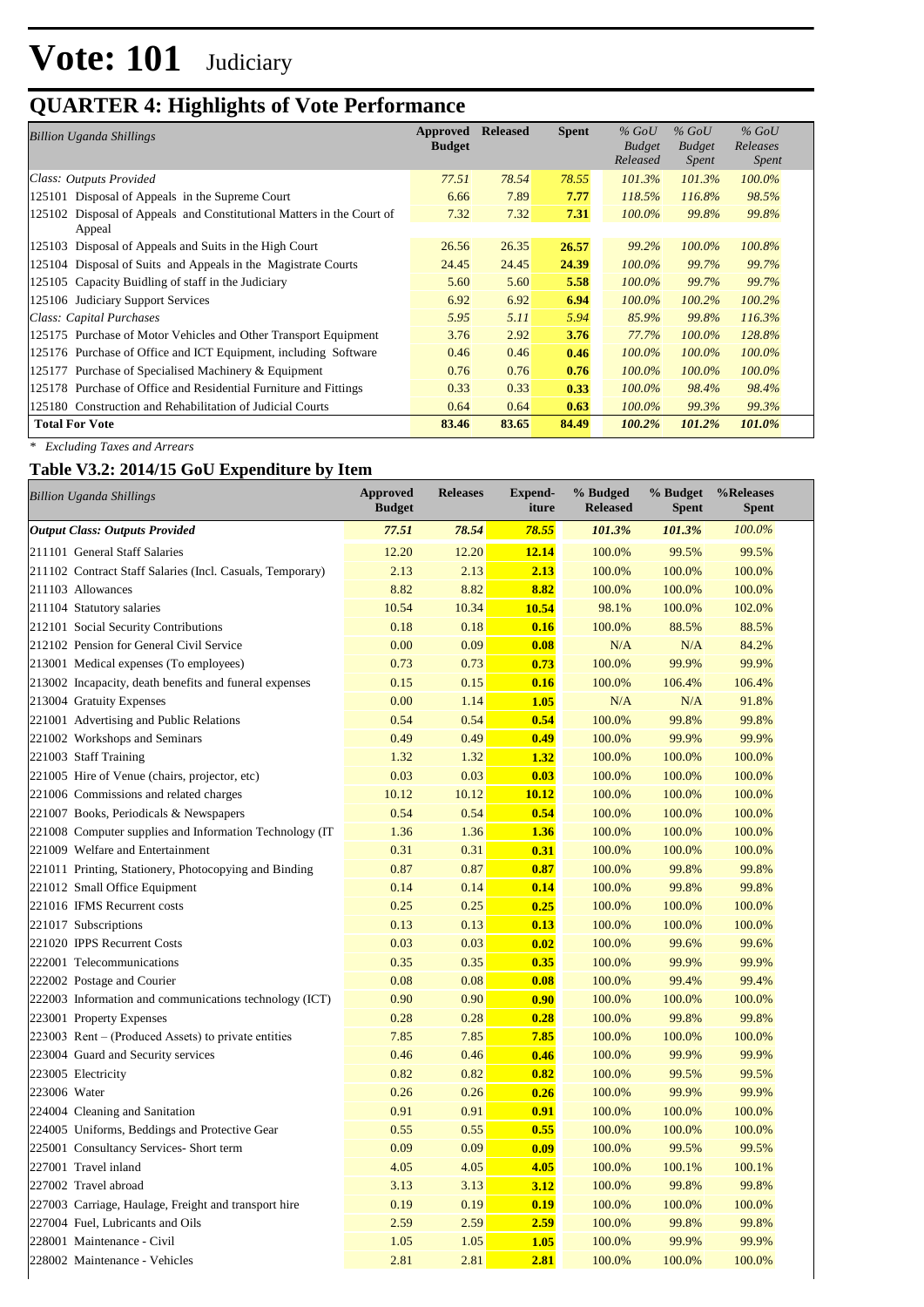# Vote: 101 Judiciary

## QUARTER 4: Highlights of Vote Performance

| *Billion Uganda Shillings* | Approved Budget | Released | Spent | *% GoU Budget Released* | *% GoU Budget Spent* | *% GoU Releases Spent* |
|---|---|---|---|---|---|---|
| *Class: Outputs Provided* | *77.51* | *78.54* | *78.55* | *101.3%* | *101.3%* | *100.0%* |
| 125101 Disposal of Appeals in the Supreme Court | 6.66 | 7.89 | **7.77** | *118.5%* | *116.8%* | *98.5%* |
| 125102 Disposal of Appeals and Constitutional Matters in the Court of Appeal | 7.32 | 7.32 | **7.31** | *100.0%* | *99.8%* | *99.8%* |
| 125103 Disposal of Appeals and Suits in the High Court | 26.56 | 26.35 | **26.57** | *99.2%* | *100.0%* | *100.8%* |
| 125104 Disposal of Suits and Appeals in the Magistrate Courts | 24.45 | 24.45 | **24.39** | *100.0%* | *99.7%* | *99.7%* |
| 125105 Capacity Buidling of staff in the Judiciary | 5.60 | 5.60 | **5.58** | *100.0%* | *99.7%* | *99.7%* |
| 125106 Judiciary Support Services | 6.92 | 6.92 | **6.94** | *100.0%* | *100.2%* | *100.2%* |
| *Class: Capital Purchases* | *5.95* | *5.11* | *5.94* | *85.9%* | *99.8%* | *116.3%* |
| 125175 Purchase of Motor Vehicles and Other Transport Equipment | 3.76 | 2.92 | **3.76** | *77.7%* | *100.0%* | *128.8%* |
| 125176 Purchase of Office and ICT Equipment, including Software | 0.46 | 0.46 | **0.46** | *100.0%* | *100.0%* | *100.0%* |
| 125177 Purchase of Specialised Machinery & Equipment | 0.76 | 0.76 | **0.76** | *100.0%* | *100.0%* | *100.0%* |
| 125178 Purchase of Office and Residential Furniture and Fittings | 0.33 | 0.33 | **0.33** | *100.0%* | *98.4%* | *98.4%* |
| 125180 Construction and Rehabilitation of Judicial Courts | 0.64 | 0.64 | **0.63** | *100.0%* | *99.3%* | *99.3%* |
| **Total For Vote** | **83.46** | **83.65** | **84.49** | ***100.2%*** | ***101.2%*** | ***101.0%*** |

*\* Excluding Taxes and Arrears*

### Table V3.2: 2014/15 GoU Expenditure by Item

| *Billion Uganda Shillings* | Approved Budget | Releases | Expend-iture | % Budged Released | % Budget Spent | %Releases Spent |
|---|---|---|---|---|---|---|
| ***Output Class: Outputs Provided*** | ***77.51*** | ***78.54*** | ***78.55*** | ***101.3%*** | ***101.3%*** | *100.0%* |
| 211101 General Staff Salaries | 12.20 | 12.20 | **12.14** | 100.0% | 99.5% | 99.5% |
| 211102 Contract Staff Salaries (Incl. Casuals, Temporary) | 2.13 | 2.13 | **2.13** | 100.0% | 100.0% | 100.0% |
| 211103 Allowances | 8.82 | 8.82 | **8.82** | 100.0% | 100.0% | 100.0% |
| 211104 Statutory salaries | 10.54 | 10.34 | **10.54** | 98.1% | 100.0% | 102.0% |
| 212101 Social Security Contributions | 0.18 | 0.18 | **0.16** | 100.0% | 88.5% | 88.5% |
| 212102 Pension for General Civil Service | 0.00 | 0.09 | **0.08** | N/A | N/A | 84.2% |
| 213001 Medical expenses (To employees) | 0.73 | 0.73 | **0.73** | 100.0% | 99.9% | 99.9% |
| 213002 Incapacity, death benefits and funeral expenses | 0.15 | 0.15 | **0.16** | 100.0% | 106.4% | 106.4% |
| 213004 Gratuity Expenses | 0.00 | 1.14 | **1.05** | N/A | N/A | 91.8% |
| 221001 Advertising and Public Relations | 0.54 | 0.54 | **0.54** | 100.0% | 99.8% | 99.8% |
| 221002 Workshops and Seminars | 0.49 | 0.49 | **0.49** | 100.0% | 99.9% | 99.9% |
| 221003 Staff Training | 1.32 | 1.32 | **1.32** | 100.0% | 100.0% | 100.0% |
| 221005 Hire of Venue (chairs, projector, etc) | 0.03 | 0.03 | **0.03** | 100.0% | 100.0% | 100.0% |
| 221006 Commissions and related charges | 10.12 | 10.12 | **10.12** | 100.0% | 100.0% | 100.0% |
| 221007 Books, Periodicals & Newspapers | 0.54 | 0.54 | **0.54** | 100.0% | 100.0% | 100.0% |
| 221008 Computer supplies and Information Technology (IT | 1.36 | 1.36 | **1.36** | 100.0% | 100.0% | 100.0% |
| 221009 Welfare and Entertainment | 0.31 | 0.31 | **0.31** | 100.0% | 100.0% | 100.0% |
| 221011 Printing, Stationery, Photocopying and Binding | 0.87 | 0.87 | **0.87** | 100.0% | 99.8% | 99.8% |
| 221012 Small Office Equipment | 0.14 | 0.14 | **0.14** | 100.0% | 99.8% | 99.8% |
| 221016 IFMS Recurrent costs | 0.25 | 0.25 | **0.25** | 100.0% | 100.0% | 100.0% |
| 221017 Subscriptions | 0.13 | 0.13 | **0.13** | 100.0% | 100.0% | 100.0% |
| 221020 IPPS Recurrent Costs | 0.03 | 0.03 | **0.02** | 100.0% | 99.6% | 99.6% |
| 222001 Telecommunications | 0.35 | 0.35 | **0.35** | 100.0% | 99.9% | 99.9% |
| 222002 Postage and Courier | 0.08 | 0.08 | **0.08** | 100.0% | 99.4% | 99.4% |
| 222003 Information and communications technology (ICT) | 0.90 | 0.90 | **0.90** | 100.0% | 100.0% | 100.0% |
| 223001 Property Expenses | 0.28 | 0.28 | **0.28** | 100.0% | 99.8% | 99.8% |
| 223003 Rent – (Produced Assets) to private entities | 7.85 | 7.85 | **7.85** | 100.0% | 100.0% | 100.0% |
| 223004 Guard and Security services | 0.46 | 0.46 | **0.46** | 100.0% | 99.9% | 99.9% |
| 223005 Electricity | 0.82 | 0.82 | **0.82** | 100.0% | 99.5% | 99.5% |
| 223006 Water | 0.26 | 0.26 | **0.26** | 100.0% | 99.9% | 99.9% |
| 224004 Cleaning and Sanitation | 0.91 | 0.91 | **0.91** | 100.0% | 100.0% | 100.0% |
| 224005 Uniforms, Beddings and Protective Gear | 0.55 | 0.55 | **0.55** | 100.0% | 100.0% | 100.0% |
| 225001 Consultancy Services- Short term | 0.09 | 0.09 | **0.09** | 100.0% | 99.5% | 99.5% |
| 227001 Travel inland | 4.05 | 4.05 | **4.05** | 100.0% | 100.1% | 100.1% |
| 227002 Travel abroad | 3.13 | 3.13 | **3.12** | 100.0% | 99.8% | 99.8% |
| 227003 Carriage, Haulage, Freight and transport hire | 0.19 | 0.19 | **0.19** | 100.0% | 100.0% | 100.0% |
| 227004 Fuel, Lubricants and Oils | 2.59 | 2.59 | **2.59** | 100.0% | 99.8% | 99.8% |
| 228001 Maintenance - Civil | 1.05 | 1.05 | **1.05** | 100.0% | 99.9% | 99.9% |
| 228002 Maintenance - Vehicles | 2.81 | 2.81 | **2.81** | 100.0% | 100.0% | 100.0% |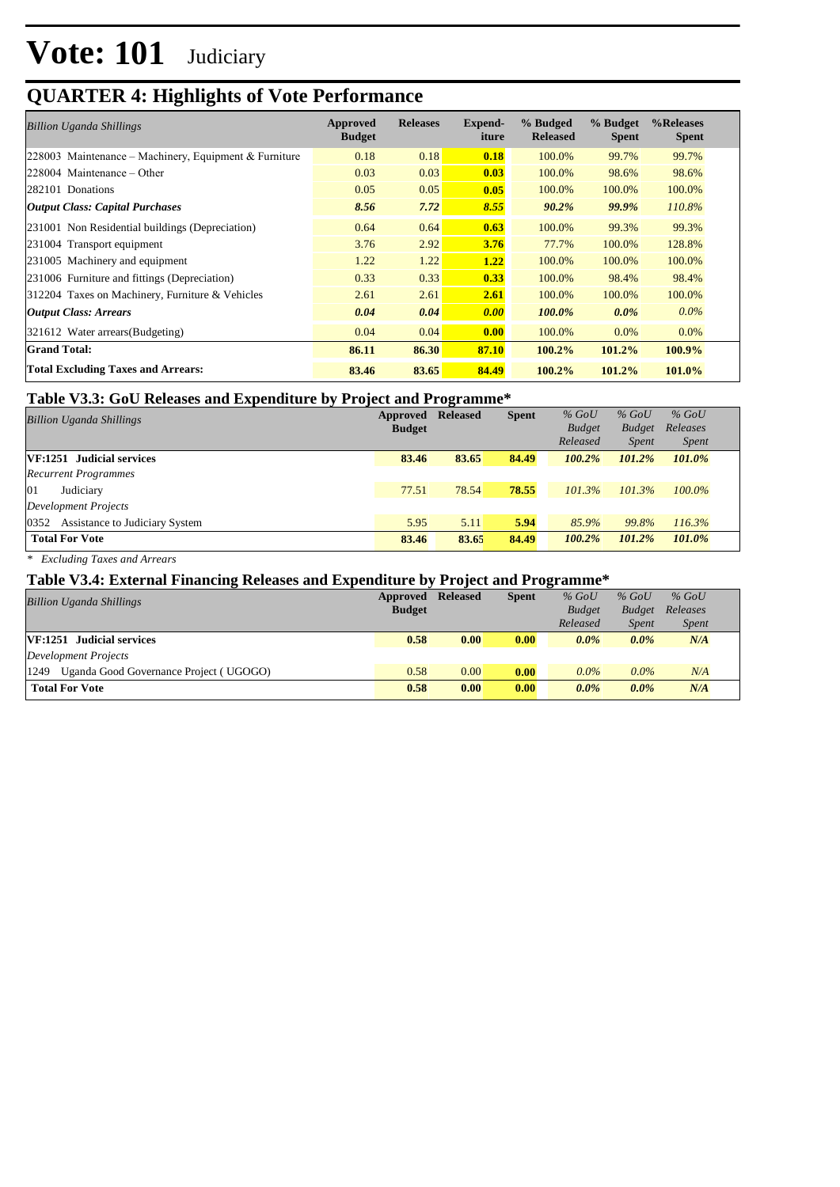# Vote: 101 Judiciary

## QUARTER 4: Highlights of Vote Performance

| *Billion Uganda Shillings* | Approved Budget | Releases | Expend-iture | % Budged Released | % Budget Spent | %Releases Spent |
|---|---|---|---|---|---|---|
| 228003 Maintenance – Machinery, Equipment & Furniture | 0.18 | 0.18 | **0.18** | 100.0% | 99.7% | 99.7% |
| 228004 Maintenance – Other | 0.03 | 0.03 | **0.03** | 100.0% | 98.6% | 98.6% |
| 282101 Donations | 0.05 | 0.05 | **0.05** | 100.0% | 100.0% | 100.0% |
| ***Output Class: Capital Purchases*** | ***8.56*** | ***7.72*** | ***8.55*** | ***90.2%*** | ***99.9%*** | *110.8%* |
| 231001 Non Residential buildings (Depreciation) | 0.64 | 0.64 | **0.63** | 100.0% | 99.3% | 99.3% |
| 231004 Transport equipment | 3.76 | 2.92 | **3.76** | 77.7% | 100.0% | 128.8% |
| 231005 Machinery and equipment | 1.22 | 1.22 | **1.22** | 100.0% | 100.0% | 100.0% |
| 231006 Furniture and fittings (Depreciation) | 0.33 | 0.33 | **0.33** | 100.0% | 98.4% | 98.4% |
| 312204 Taxes on Machinery, Furniture & Vehicles | 2.61 | 2.61 | **2.61** | 100.0% | 100.0% | 100.0% |
| ***Output Class: Arrears*** | ***0.04*** | ***0.04*** | ***0.00*** | ***100.0%*** | ***0.0%*** | *0.0%* |
| 321612 Water arrears(Budgeting) | 0.04 | 0.04 | **0.00** | 100.0% | 0.0% | 0.0% |
| **Grand Total:** | **86.11** | **86.30** | **87.10** | **100.2%** | **101.2%** | **100.9%** |
| **Total Excluding Taxes and Arrears:** | **83.46** | **83.65** | **84.49** | **100.2%** | **101.2%** | **101.0%** |

### Table V3.3: GoU Releases and Expenditure by Project and Programme*

| *Billion Uganda Shillings* | Approved Budget | Released | Spent | *% GoU Budget Released* | *% GoU Budget Spent* | *% GoU Releases Spent* |
|---|---|---|---|---|---|---|
| **VF:1251 Judicial services** | **83.46** | **83.65** | **84.49** | ***100.2%*** | ***101.2%*** | ***101.0%*** |
| *Recurrent Programmes* | | | | | | |
| 01 Judiciary | 77.51 | 78.54 | **78.55** | *101.3%* | *101.3%* | *100.0%* |
| *Development Projects* | | | | | | |
| 0352 Assistance to Judiciary System | 5.95 | 5.11 | **5.94** | *85.9%* | *99.8%* | *116.3%* |
| **Total For Vote** | **83.46** | **83.65** | **84.49** | ***100.2%*** | ***101.2%*** | ***101.0%*** |

*\* Excluding Taxes and Arrears*

### Table V3.4: External Financing Releases and Expenditure by Project and Programme*

| *Billion Uganda Shillings* | Approved Budget | Released | Spent | *% GoU Budget Released* | *% GoU Budget Spent* | *% GoU Releases Spent* |
|---|---|---|---|---|---|---|
| **VF:1251 Judicial services** | **0.58** | **0.00** | **0.00** | ***0.0%*** | ***0.0%*** | ***N/A*** |
| *Development Projects* | | | | | | |
| 1249 Uganda Good Governance Project ( UGOGO) | 0.58 | 0.00 | **0.00** | *0.0%* | *0.0%* | *N/A* |
| **Total For Vote** | **0.58** | **0.00** | **0.00** | ***0.0%*** | ***0.0%*** | ***N/A*** |